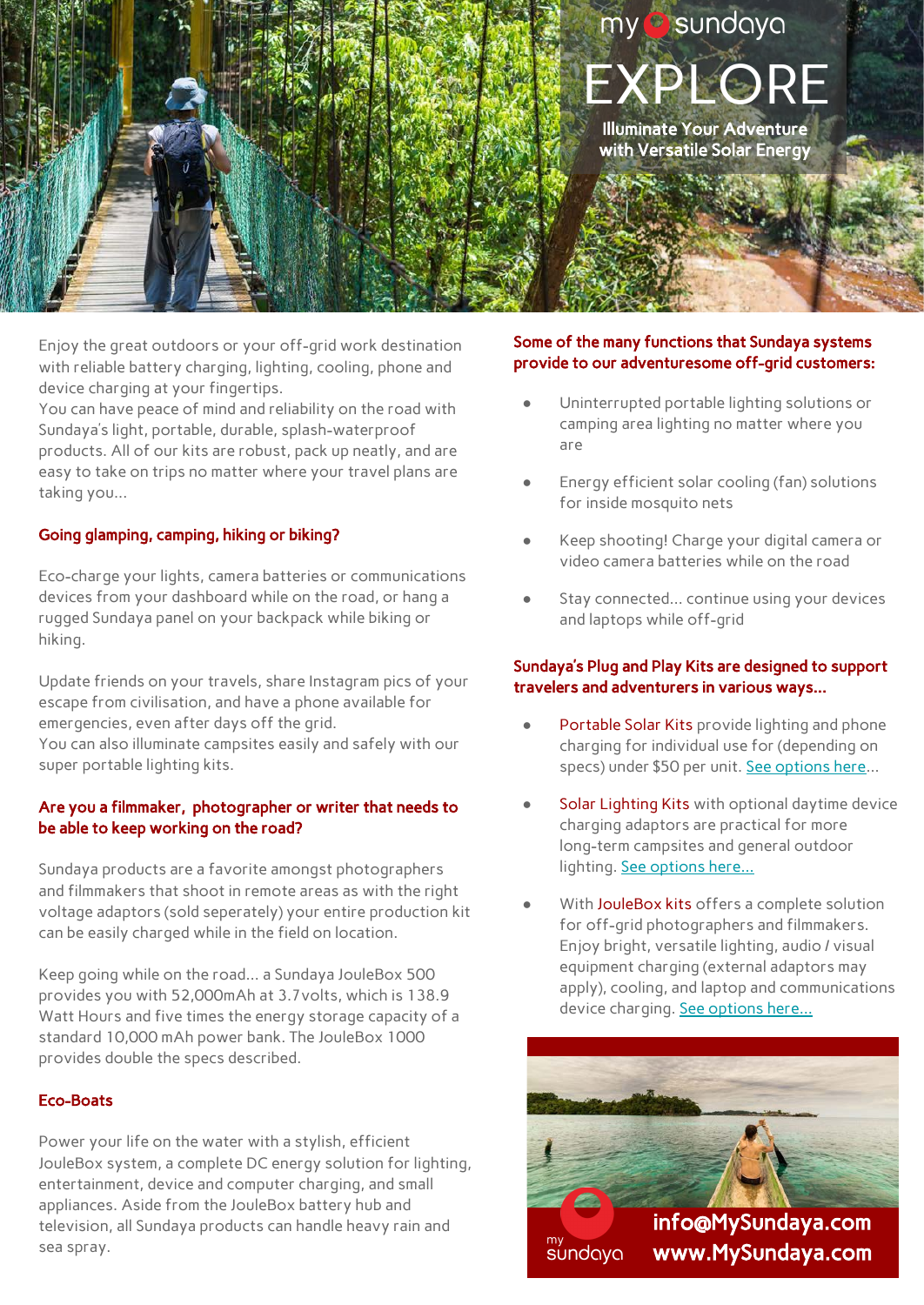my sundaya

# EXPLORE

**Illuminate Your Adventure with Versatile Solar Energy**

Enjoy the great outdoors or your off-grid work destination with reliable battery charging, lighting, cooling, phone and device charging at your fingertips.
You can have peace of mind and reliability on the road with Sundaya's light, portable, durable, splash-waterproof products. All of our kits are robust, pack up neatly, and are easy to take on trips no matter where your travel plans are taking you...

## Going glamping, camping, hiking or biking?

Eco-charge your lights, camera batteries or communications devices from your dashboard while on the road, or hang a rugged Sundaya panel on your backpack while biking or hiking.

Update friends on your travels, share Instagram pics of your escape from civilisation, and have a phone available for emergencies, even after days off the grid.
You can also illuminate campsites easily and safely with our super portable lighting kits.

## Are you a filmmaker, photographer or writer that needs to be able to keep working on the road?

Sundaya products are a favorite amongst photographers and filmmakers that shoot in remote areas as with the right voltage adaptors (sold seperately) your entire production kit can be easily charged while in the field on location.

Keep going while on the road... a Sundaya JouleBox 500 provides you with 52,000mAh at 3.7volts, which is 138.9 Watt Hours and five times the energy storage capacity of a standard 10,000 mAh power bank. The JouleBox 1000 provides double the specs described.

## Eco-Boats

Power your life on the water with a stylish, efficient JouleBox system, a complete DC energy solution for lighting, entertainment, device and computer charging, and small appliances. Aside from the JouleBox battery hub and television, all Sundaya products can handle heavy rain and sea spray.

## Some of the many functions that Sundaya systems provide to our adventuresome off-grid customers:

- Uninterrupted portable lighting solutions or camping area lighting no matter where you are
- Energy efficient solar cooling (fan) solutions for inside mosquito nets
- Keep shooting! Charge your digital camera or video camera batteries while on the road
- Stay connected... continue using your devices and laptops while off-grid

## Sundaya's Plug and Play Kits are designed to support travelers and adventurers in various ways...

- Portable Solar Kits provide lighting and phone charging for individual use for (depending on specs) under $50 per unit. See options here...
- Solar Lighting Kits with optional daytime device charging adaptors are practical for more long-term campsites and general outdoor lighting. See options here...
- With JouleBox kits offers a complete solution for off-grid photographers and filmmakers. Enjoy bright, versatile lighting, audio / visual equipment charging (external adaptors may apply), cooling, and laptop and communications device charging. See options here...

my sundaya

**info@MySundaya.com**
**www.MySundaya.com**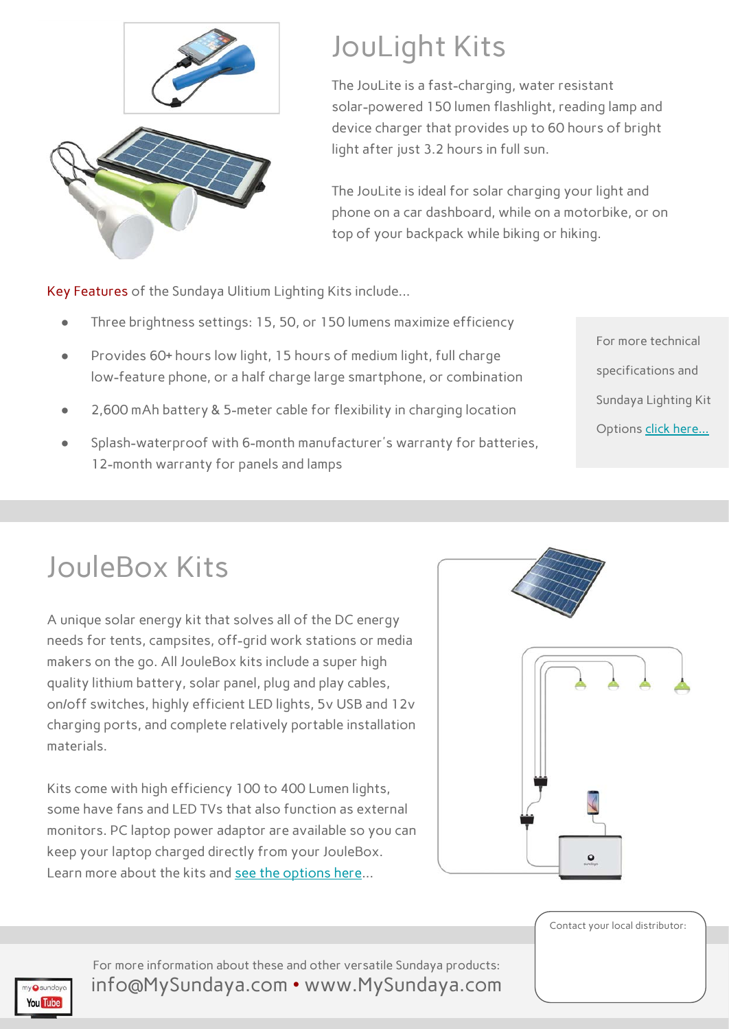# JouLight Kits

The JouLite is a fast-charging, water resistant solar-powered 150 lumen flashlight, reading lamp and device charger that provides up to 60 hours of bright light after just 3.2 hours in full sun.

The JouLite is ideal for solar charging your light and phone on a car dashboard, while on a motorbike, or on top of your backpack while biking or hiking.

Key Features of the Sundaya Ulitium Lighting Kits include...

- Three brightness settings: 15, 50, or 150 lumens maximize efficiency
- Provides 60+ hours low light, 15 hours of medium light, full charge low-feature phone, or a half charge large smartphone, or combination
- 2,600 mAh battery & 5-meter cable for flexibility in charging location
- Splash-waterproof with 6-month manufacturer's warranty for batteries, 12-month warranty for panels and lamps

For more technical specifications and Sundaya Lighting Kit Options click here...

# JouleBox Kits

A unique solar energy kit that solves all of the DC energy needs for tents, campsites, off-grid work stations or media makers on the go. All JouleBox kits include a super high quality lithium battery, solar panel, plug and play cables, on/off switches, highly efficient LED lights, 5v USB and 12v charging ports, and complete relatively portable installation materials.

Kits come with high efficiency 100 to 400 Lumen lights, some have fans and LED TVs that also function as external monitors. PC laptop power adaptor are available so you can keep your laptop charged directly from your JouleBox. Learn more about the kits and see the options here...

Contact your local distributor:

For more information about these and other versatile Sundaya products:
info@MySundaya.com • www.MySundaya.com